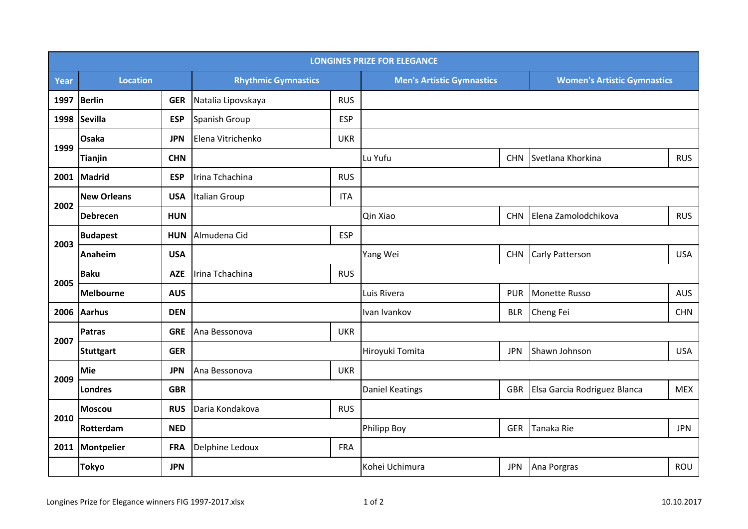| LONGINES PRIZE FOR ELEGANCE | | | | | | | | |
|---|---|---|---|---|---|---|---|---|
| Year | Location | | Rhythmic Gymnastics | | Men's Artistic Gymnastics | | Women's Artistic Gymnastics | |
| 1997 | Berlin | GER | Natalia Lipovskaya | RUS | | | | |
| 1998 | Sevilla | ESP | Spanish Group | ESP | | | | |
| 1999 | Osaka | JPN | Elena Vitrichenko | UKR | | | | |
| | Tianjin | CHN | | | Lu Yufu | CHN | Svetlana Khorkina | RUS |
| 2001 | Madrid | ESP | Irina Tchachina | RUS | | | | |
| 2002 | New Orleans | USA | Italian Group | ITA | | | | |
| | Debrecen | HUN | | | Qin Xiao | CHN | Elena Zamolodchikova | RUS |
| 2003 | Budapest | HUN | Almudena Cid | ESP | | | | |
| | Anaheim | USA | | | Yang Wei | CHN | Carly Patterson | USA |
| 2005 | Baku | AZE | Irina Tchachina | RUS | | | | |
| | Melbourne | AUS | | | Luis Rivera | PUR | Monette Russo | AUS |
| 2006 | Aarhus | DEN | | | Ivan Ivankov | BLR | Cheng Fei | CHN |
| 2007 | Patras | GRE | Ana Bessonova | UKR | | | | |
| | Stuttgart | GER | | | Hiroyuki Tomita | JPN | Shawn Johnson | USA |
| 2009 | Mie | JPN | Ana Bessonova | UKR | | | | |
| | Londres | GBR | | | Daniel Keatings | GBR | Elsa Garcia Rodriguez Blanca | MEX |
| 2010 | Moscou | RUS | Daria Kondakova | RUS | | | | |
| | Rotterdam | NED | | | Philipp Boy | GER | Tanaka Rie | JPN |
| 2011 | Montpelier | FRA | Delphine Ledoux | FRA | | | | |
| | Tokyo | JPN | | | Kohei Uchimura | JPN | Ana Porgras | ROU |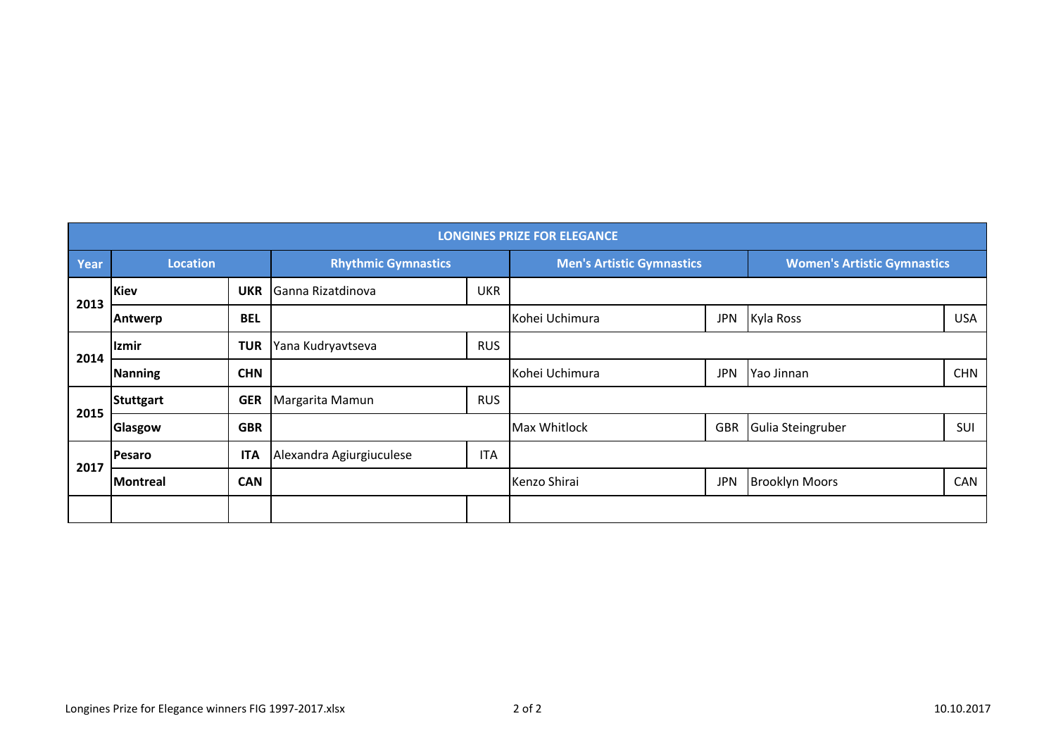| LONGINES PRIZE FOR ELEGANCE | | | | | | | | |
|---|---|---|---|---|---|---|---|---|
| **Year** | **Location** | | **Rhythmic Gymnastics** | | **Men's Artistic Gymnastics** | | **Women's Artistic Gymnastics** | |
| **2013** | **Kiev** | **UKR** | Ganna Rizatdinova | UKR | | | | |
| | **Antwerp** | **BEL** | | | Kohei Uchimura | JPN | Kyla Ross | USA |
| **2014** | **Izmir** | **TUR** | Yana Kudryavtseva | RUS | | | | |
| | **Nanning** | **CHN** | | | Kohei Uchimura | JPN | Yao Jinnan | CHN |
| **2015** | **Stuttgart** | **GER** | Margarita Mamun | RUS | | | | |
| | **Glasgow** | **GBR** | | | Max Whitlock | GBR | Gulia Steingruber | SUI |
| **2017** | **Pesaro** | **ITA** | Alexandra Agiurgiuculese | ITA | | | | |
| | **Montreal** | **CAN** | | | Kenzo Shirai | JPN | Brooklyn Moors | CAN |
| | | | | | | | | |